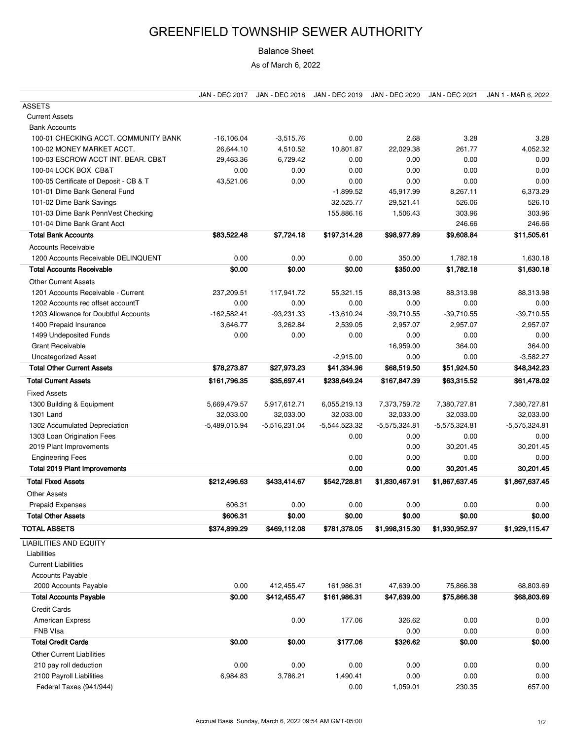# GREENFIELD TOWNSHIP SEWER AUTHORITY

Balance Sheet

As of March 6, 2022

| | JAN - DEC 2017 | JAN - DEC 2018 | JAN - DEC 2019 | JAN - DEC 2020 | JAN - DEC 2021 | JAN 1 - MAR 6, 2022 |
|---|---|---|---|---|---|---|
| ASSETS | | | | | | |
| Current Assets | | | | | | |
| Bank Accounts | | | | | | |
| 100-01 CHECKING ACCT. COMMUNITY BANK | -16,106.04 | -3,515.76 | 0.00 | 2.68 | 3.28 | 3.28 |
| 100-02 MONEY MARKET ACCT. | 26,644.10 | 4,510.52 | 10,801.87 | 22,029.38 | 261.77 | 4,052.32 |
| 100-03 ESCROW ACCT INT. BEAR. CB&T | 29,463.36 | 6,729.42 | 0.00 | 0.00 | 0.00 | 0.00 |
| 100-04 LOCK BOX CB&T | 0.00 | 0.00 | 0.00 | 0.00 | 0.00 | 0.00 |
| 100-05 Certificate of Deposit - CB & T | 43,521.06 | 0.00 | 0.00 | 0.00 | 0.00 | 0.00 |
| 101-01 Dime Bank General Fund | | | -1,899.52 | 45,917.99 | 8,267.11 | 6,373.29 |
| 101-02 Dime Bank Savings | | | 32,525.77 | 29,521.41 | 526.06 | 526.10 |
| 101-03 Dime Bank PennVest Checking | | | 155,886.16 | 1,506.43 | 303.96 | 303.96 |
| 101-04 Dime Bank Grant Acct | | | | | 246.66 | 246.66 |
| **Total Bank Accounts** | **$83,522.48** | **$7,724.18** | **$197,314.28** | **$98,977.89** | **$9,608.84** | **$11,505.61** |
| Accounts Receivable | | | | | | |
| 1200 Accounts Receivable DELINQUENT | 0.00 | 0.00 | 0.00 | 350.00 | 1,782.18 | 1,630.18 |
| **Total Accounts Receivable** | **$0.00** | **$0.00** | **$0.00** | **$350.00** | **$1,782.18** | **$1,630.18** |
| Other Current Assets | | | | | | |
| 1201 Accounts Receivable - Current | 237,209.51 | 117,941.72 | 55,321.15 | 88,313.98 | 88,313.98 | 88,313.98 |
| 1202 Accounts rec offset accountT | 0.00 | 0.00 | 0.00 | 0.00 | 0.00 | 0.00 |
| 1203 Allowance for Doubtful Accounts | -162,582.41 | -93,231.33 | -13,610.24 | -39,710.55 | -39,710.55 | -39,710.55 |
| 1400 Prepaid Insurance | 3,646.77 | 3,262.84 | 2,539.05 | 2,957.07 | 2,957.07 | 2,957.07 |
| 1499 Undeposited Funds | 0.00 | 0.00 | 0.00 | 0.00 | 0.00 | 0.00 |
| Grant Receivable | | | | 16,959.00 | 364.00 | 364.00 |
| Uncategorized Asset | | | -2,915.00 | 0.00 | 0.00 | -3,582.27 |
| **Total Other Current Assets** | **$78,273.87** | **$27,973.23** | **$41,334.96** | **$68,519.50** | **$51,924.50** | **$48,342.23** |
| **Total Current Assets** | **$161,796.35** | **$35,697.41** | **$238,649.24** | **$167,847.39** | **$63,315.52** | **$61,478.02** |
| Fixed Assets | | | | | | |
| 1300 Building & Equipment | 5,669,479.57 | 5,917,612.71 | 6,055,219.13 | 7,373,759.72 | 7,380,727.81 | 7,380,727.81 |
| 1301 Land | 32,033.00 | 32,033.00 | 32,033.00 | 32,033.00 | 32,033.00 | 32,033.00 |
| 1302 Accumulated Depreciation | -5,489,015.94 | -5,516,231.04 | -5,544,523.32 | -5,575,324.81 | -5,575,324.81 | -5,575,324.81 |
| 1303 Loan Origination Fees | | | 0.00 | 0.00 | 0.00 | 0.00 |
| 2019 Plant Improvements | | | | 0.00 | 30,201.45 | 30,201.45 |
| Engineering Fees | | | 0.00 | 0.00 | 0.00 | 0.00 |
| **Total 2019 Plant Improvements** | | | **0.00** | **0.00** | **30,201.45** | **30,201.45** |
| **Total Fixed Assets** | **$212,496.63** | **$433,414.67** | **$542,728.81** | **$1,830,467.91** | **$1,867,637.45** | **$1,867,637.45** |
| Other Assets | | | | | | |
| Prepaid Expenses | 606.31 | 0.00 | 0.00 | 0.00 | 0.00 | 0.00 |
| **Total Other Assets** | **$606.31** | **$0.00** | **$0.00** | **$0.00** | **$0.00** | **$0.00** |
| **TOTAL ASSETS** | **$374,899.29** | **$469,112.08** | **$781,378.05** | **$1,998,315.30** | **$1,930,952.97** | **$1,929,115.47** |
| LIABILITIES AND EQUITY | | | | | | |
| Liabilities | | | | | | |
| Current Liabilities | | | | | | |
| Accounts Payable | | | | | | |
| 2000 Accounts Payable | 0.00 | 412,455.47 | 161,986.31 | 47,639.00 | 75,866.38 | 68,803.69 |
| **Total Accounts Payable** | **$0.00** | **$412,455.47** | **$161,986.31** | **$47,639.00** | **$75,866.38** | **$68,803.69** |
| Credit Cards | | | | | | |
| American Express | | 0.00 | 177.06 | 326.62 | 0.00 | 0.00 |
| FNB VIsa | | | | 0.00 | 0.00 | 0.00 |
| **Total Credit Cards** | **$0.00** | **$0.00** | **$177.06** | **$326.62** | **$0.00** | **$0.00** |
| Other Current Liabilities | | | | | | |
| 210 pay roll deduction | 0.00 | 0.00 | 0.00 | 0.00 | 0.00 | 0.00 |
| 2100 Payroll Liabilities | 6,984.83 | 3,786.21 | 1,490.41 | 0.00 | 0.00 | 0.00 |
| Federal Taxes (941/944) | | | 0.00 | 1,059.01 | 230.35 | 657.00 |

Accrual Basis Sunday, March 6, 2022 09:54 AM GMT-05:00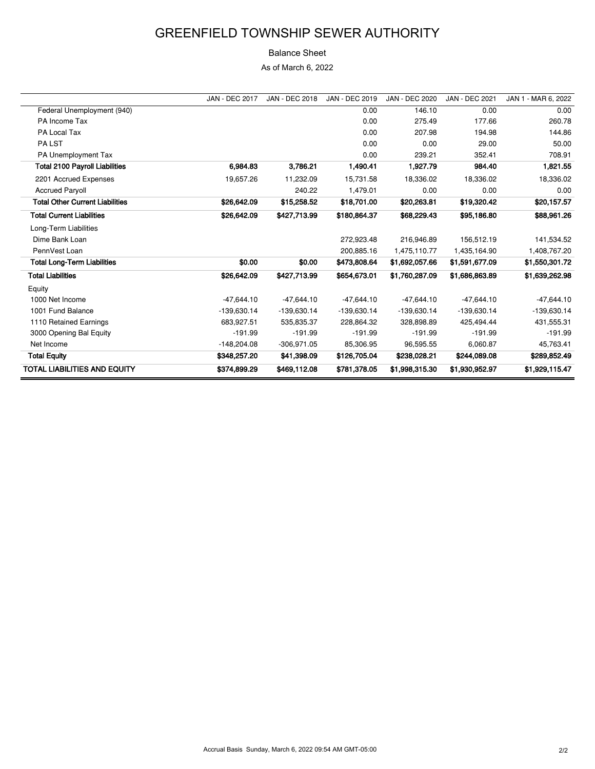# GREENFIELD TOWNSHIP SEWER AUTHORITY

Balance Sheet

As of March 6, 2022

| | JAN - DEC 2017 | JAN - DEC 2018 | JAN - DEC 2019 | JAN - DEC 2020 | JAN - DEC 2021 | JAN 1 - MAR 6, 2022 |
|---|---|---|---|---|---|---|
| Federal Unemployment (940) | | | 0.00 | 146.10 | 0.00 | 0.00 |
| PA Income Tax | | | 0.00 | 275.49 | 177.66 | 260.78 |
| PA Local Tax | | | 0.00 | 207.98 | 194.98 | 144.86 |
| PA LST | | | 0.00 | 0.00 | 29.00 | 50.00 |
| PA Unemployment Tax | | | 0.00 | 239.21 | 352.41 | 708.91 |
| **Total 2100 Payroll Liabilities** | **6,984.83** | **3,786.21** | **1,490.41** | **1,927.79** | **984.40** | **1,821.55** |
| 2201 Accrued Expenses | 19,657.26 | 11,232.09 | 15,731.58 | 18,336.02 | 18,336.02 | 18,336.02 |
| Accrued Paryoll | | 240.22 | 1,479.01 | 0.00 | 0.00 | 0.00 |
| **Total Other Current Liabilities** | **$26,642.09** | **$15,258.52** | **$18,701.00** | **$20,263.81** | **$19,320.42** | **$20,157.57** |
| **Total Current Liabilities** | **$26,642.09** | **$427,713.99** | **$180,864.37** | **$68,229.43** | **$95,186.80** | **$88,961.26** |
| Long-Term Liabilities | | | | | | |
| Dime Bank Loan | | | 272,923.48 | 216,946.89 | 156,512.19 | 141,534.52 |
| PennVest Loan | | | 200,885.16 | 1,475,110.77 | 1,435,164.90 | 1,408,767.20 |
| **Total Long-Term Liabilities** | **$0.00** | **$0.00** | **$473,808.64** | **$1,692,057.66** | **$1,591,677.09** | **$1,550,301.72** |
| **Total Liabilities** | **$26,642.09** | **$427,713.99** | **$654,673.01** | **$1,760,287.09** | **$1,686,863.89** | **$1,639,262.98** |
| Equity | | | | | | |
| 1000 Net Income | -47,644.10 | -47,644.10 | -47,644.10 | -47,644.10 | -47,644.10 | -47,644.10 |
| 1001 Fund Balance | -139,630.14 | -139,630.14 | -139,630.14 | -139,630.14 | -139,630.14 | -139,630.14 |
| 1110 Retained Earnings | 683,927.51 | 535,835.37 | 228,864.32 | 328,898.89 | 425,494.44 | 431,555.31 |
| 3000 Opening Bal Equity | -191.99 | -191.99 | -191.99 | -191.99 | -191.99 | -191.99 |
| Net Income | -148,204.08 | -306,971.05 | 85,306.95 | 96,595.55 | 6,060.87 | 45,763.41 |
| **Total Equity** | **$348,257.20** | **$41,398.09** | **$126,705.04** | **$238,028.21** | **$244,089.08** | **$289,852.49** |
| **TOTAL LIABILITIES AND EQUITY** | **$374,899.29** | **$469,112.08** | **$781,378.05** | **$1,998,315.30** | **$1,930,952.97** | **$1,929,115.47** |

Accrual Basis Sunday, March 6, 2022 09:54 AM GMT-05:00